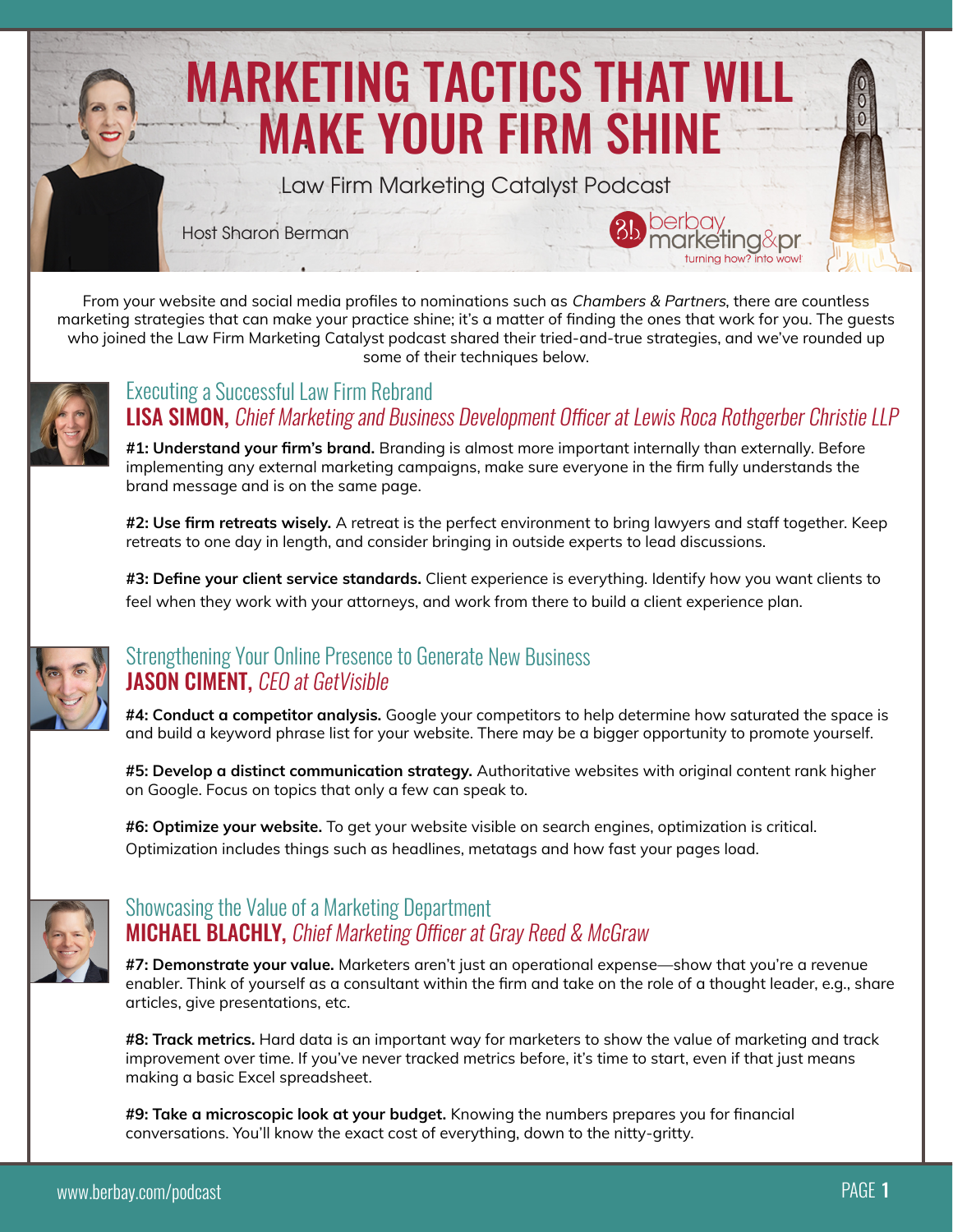# MARKETING TACTICS THAT WILL MAKE YOUR FIRM SHINE

Law Firm Marketing Catalyst Podcast

Host Sharon Berman

berbay marketing&pr — turning how? into wow!

From your website and social media profiles to nominations such as *Chambers & Partners*, there are countless marketing strategies that can make your practice shine; it's a matter of finding the ones that work for you. The guests who joined the Law Firm Marketing Catalyst podcast shared their tried-and-true strategies, and we've rounded up some of their techniques below.

## Executing a Successful Law Firm Rebrand

### LISA SIMON, *Chief Marketing and Business Development Officer at Lewis Roca Rothgerber Christie LLP*

**#1: Understand your firm's brand.** Branding is almost more important internally than externally. Before implementing any external marketing campaigns, make sure everyone in the firm fully understands the brand message and is on the same page.

**#2: Use firm retreats wisely.** A retreat is the perfect environment to bring lawyers and staff together. Keep retreats to one day in length, and consider bringing in outside experts to lead discussions.

**#3: Define your client service standards.** Client experience is everything. Identify how you want clients to feel when they work with your attorneys, and work from there to build a client experience plan.

## Strengthening Your Online Presence to Generate New Business

### JASON CIMENT, *CEO at GetVisible*

**#4: Conduct a competitor analysis.** Google your competitors to help determine how saturated the space is and build a keyword phrase list for your website. There may be a bigger opportunity to promote yourself.

**#5: Develop a distinct communication strategy.** Authoritative websites with original content rank higher on Google. Focus on topics that only a few can speak to.

**#6: Optimize your website.** To get your website visible on search engines, optimization is critical. Optimization includes things such as headlines, metatags and how fast your pages load.

## Showcasing the Value of a Marketing Department

### MICHAEL BLACHLY, *Chief Marketing Officer at Gray Reed & McGraw*

**#7: Demonstrate your value.** Marketers aren't just an operational expense—show that you're a revenue enabler. Think of yourself as a consultant within the firm and take on the role of a thought leader, e.g., share articles, give presentations, etc.

**#8: Track metrics.** Hard data is an important way for marketers to show the value of marketing and track improvement over time. If you've never tracked metrics before, it's time to start, even if that just means making a basic Excel spreadsheet.

**#9: Take a microscopic look at your budget.** Knowing the numbers prepares you for financial conversations. You'll know the exact cost of everything, down to the nitty-gritty.

www.berbay.com/podcast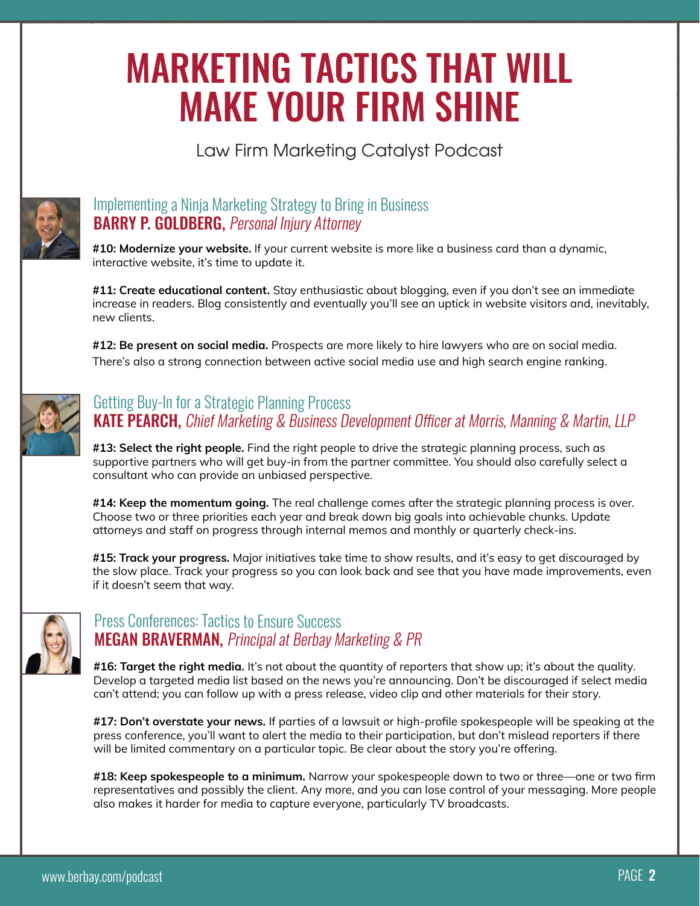# MARKETING TACTICS THAT WILL MAKE YOUR FIRM SHINE

Law Firm Marketing Catalyst Podcast

## Implementing a Ninja Marketing Strategy to Bring in Business

**BARRY P. GOLDBERG,** *Personal Injury Attorney*

**#10: Modernize your website.** If your current website is more like a business card than a dynamic, interactive website, it's time to update it.

**#11: Create educational content.** Stay enthusiastic about blogging, even if you don't see an immediate increase in readers. Blog consistently and eventually you'll see an uptick in website visitors and, inevitably, new clients.

**#12: Be present on social media.** Prospects are more likely to hire lawyers who are on social media. There's also a strong connection between active social media use and high search engine ranking.

## Getting Buy-In for a Strategic Planning Process

**KATE PEARCH,** *Chief Marketing & Business Development Officer at Morris, Manning & Martin, LLP*

**#13: Select the right people.** Find the right people to drive the strategic planning process, such as supportive partners who will get buy-in from the partner committee. You should also carefully select a consultant who can provide an unbiased perspective.

**#14: Keep the momentum going.** The real challenge comes after the strategic planning process is over. Choose two or three priorities each year and break down big goals into achievable chunks. Update attorneys and staff on progress through internal memos and monthly or quarterly check-ins.

**#15: Track your progress.** Major initiatives take time to show results, and it's easy to get discouraged by the slow place. Track your progress so you can look back and see that you have made improvements, even if it doesn't seem that way.

## Press Conferences: Tactics to Ensure Success

**MEGAN BRAVERMAN,** *Principal at Berbay Marketing & PR*

**#16: Target the right media.** It's not about the quantity of reporters that show up; it's about the quality. Develop a targeted media list based on the news you're announcing. Don't be discouraged if select media can't attend; you can follow up with a press release, video clip and other materials for their story.

**#17: Don't overstate your news.** If parties of a lawsuit or high-profile spokespeople will be speaking at the press conference, you'll want to alert the media to their participation, but don't mislead reporters if there will be limited commentary on a particular topic. Be clear about the story you're offering.

**#18: Keep spokespeople to a minimum.** Narrow your spokespeople down to two or three—one or two firm representatives and possibly the client. Any more, and you can lose control of your messaging. More people also makes it harder for media to capture everyone, particularly TV broadcasts.

www.berbay.com/podcast